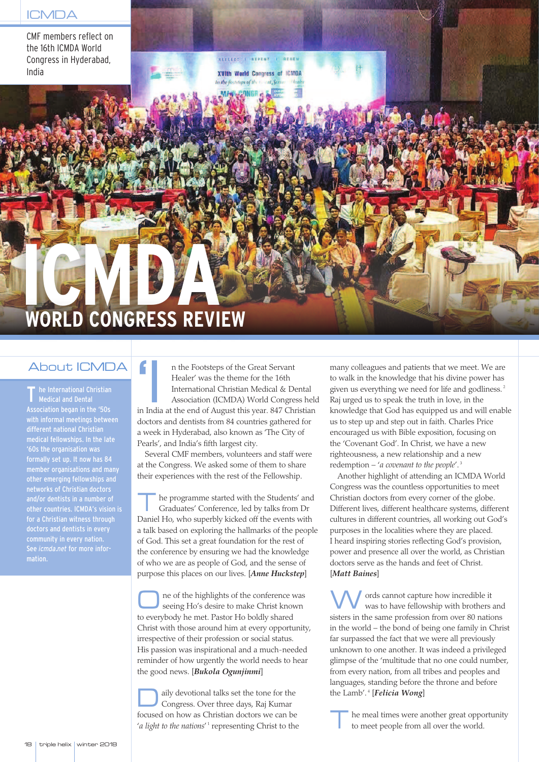CMF members reflect on the 16th ICMDA World Congress in Hyderabad, India

# ICMDA WORLD CONGRESS REVIEW

## About ICMDA

The International Christian Medical and Dental Association began in the '50s with informal meetings between different national Christian medical fellowships. In the late '60s the organisation was formally set up. It now has 84 member organisations and many other emerging fellowships and networks of Christian doctors and/or dentists in a number of other countries. ICMDA's vision is for a Christian witness through doctors and dentists in every community in every nation. See *icmda.net* for more information.

'In the Footsteps of the Great Servant Healer' was the theme for the 16th International Christian Medical & Dental Association (ICMDA) World Congress held in India at the end of August this year. 847 Christian doctors and dentists from 84 countries gathered for a week in Hyderabad, also known as 'The City of Pearls', and India's fifth largest city.

Several CMF members, volunteers and staff were at the Congress. We asked some of them to share their experiences with the rest of the Fellowship.

The programme started with the Students' and Graduates' Conference, led by talks from Dr Daniel Ho, who superbly kicked off the events with a talk based on exploring the hallmarks of the people of God. This set a great foundation for the rest of the conference by ensuring we had the knowledge of who we are as people of God, and the sense of purpose this places on our lives. [***Anne Huckstep***]

One of the highlights of the conference was seeing Ho's desire to make Christ known to everybody he met. Pastor Ho boldly shared Christ with those around him at every opportunity, irrespective of their profession or social status. His passion was inspirational and a much-needed reminder of how urgently the world needs to hear the good news. [***Bukola Ogunjinmi***]

Daily devotional talks set the tone for the Congress. Over three days, Raj Kumar focused on how as Christian doctors we can be '*a light to the nations*'[1] representing Christ to the many colleagues and patients that we meet. We are to walk in the knowledge that his divine power has given us everything we need for life and godliness.[2] Raj urged us to speak the truth in love, in the knowledge that God has equipped us and will enable us to step up and step out in faith. Charles Price encouraged us with Bible exposition, focusing on the 'Covenant God'. In Christ, we have a new righteousness, a new relationship and a new redemption – '*a covenant to the people*'.[3]

Another highlight of attending an ICMDA World Congress was the countless opportunities to meet Christian doctors from every corner of the globe. Different lives, different healthcare systems, different cultures in different countries, all working out God's purposes in the localities where they are placed. I heard inspiring stories reflecting God's provision, power and presence all over the world, as Christian doctors serve as the hands and feet of Christ. [***Matt Baines***]

Words cannot capture how incredible it was to have fellowship with brothers and sisters in the same profession from over 80 nations in the world – the bond of being one family in Christ far surpassed the fact that we were all previously unknown to one another. It was indeed a privileged glimpse of the 'multitude that no one could number, from every nation, from all tribes and peoples and languages, standing before the throne and before the Lamb'.[4] [***Felicia Wong***]

The meal times were another great opportunity to meet people from all over the world.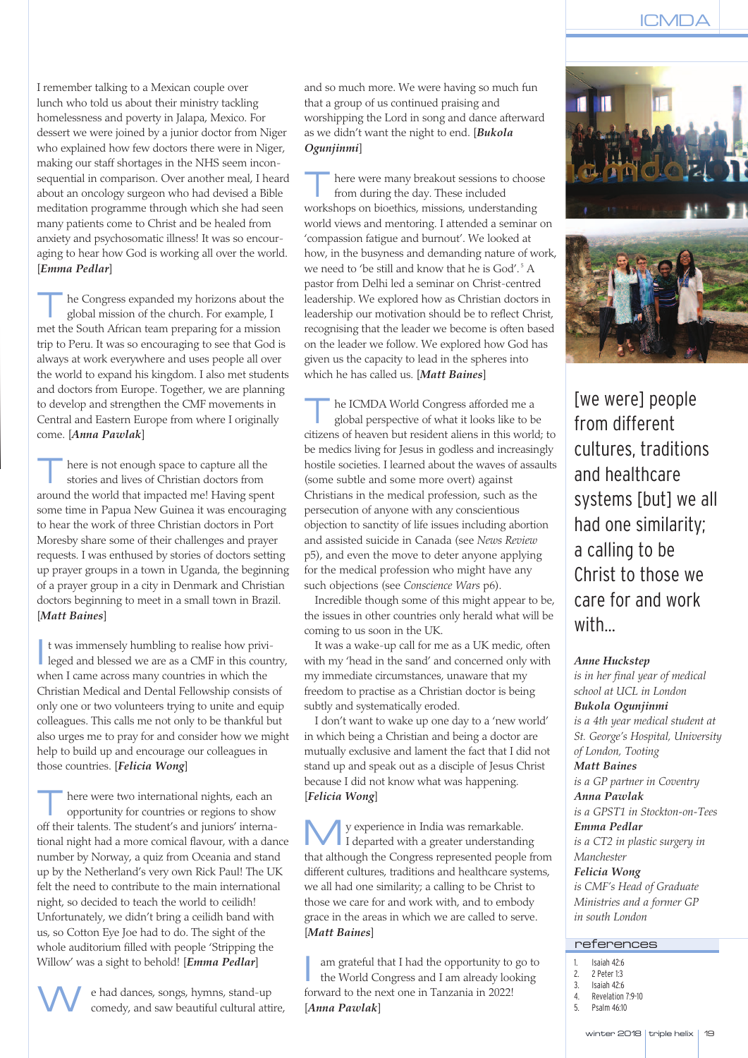I remember talking to a Mexican couple over lunch who told us about their ministry tackling homelessness and poverty in Jalapa, Mexico. For dessert we were joined by a junior doctor from Niger who explained how few doctors there were in Niger, making our staff shortages in the NHS seem inconsequential in comparison. Over another meal, I heard about an oncology surgeon who had devised a Bible meditation programme through which she had seen many patients come to Christ and be healed from anxiety and psychosomatic illness! It was so encouraging to hear how God is working all over the world. [*Emma Pedlar*]

The Congress expanded my horizons about the global mission of the church. For example, I met the South African team preparing for a mission trip to Peru. It was so encouraging to see that God is always at work everywhere and uses people all over the world to expand his kingdom. I also met students and doctors from Europe. Together, we are planning to develop and strengthen the CMF movements in Central and Eastern Europe from where I originally come. [*Anna Pawlak*]

There is not enough space to capture all the stories and lives of Christian doctors from around the world that impacted me! Having spent some time in Papua New Guinea it was encouraging to hear the work of three Christian doctors in Port Moresby share some of their challenges and prayer requests. I was enthused by stories of doctors setting up prayer groups in a town in Uganda, the beginning of a prayer group in a city in Denmark and Christian doctors beginning to meet in a small town in Brazil. [*Matt Baines*]

It was immensely humbling to realise how privileged and blessed we are as a CMF in this country, when I came across many countries in which the Christian Medical and Dental Fellowship consists of only one or two volunteers trying to unite and equip colleagues. This calls me not only to be thankful but also urges me to pray for and consider how we might help to build up and encourage our colleagues in those countries. [*Felicia Wong*]

There were two international nights, each an opportunity for countries or regions to show off their talents. The student's and juniors' international night had a more comical flavour, with a dance number by Norway, a quiz from Oceania and stand up by the Netherland's very own Rick Paul! The UK felt the need to contribute to the main international night, so decided to teach the world to ceilidh! Unfortunately, we didn't bring a ceilidh band with us, so Cotton Eye Joe had to do. The sight of the whole auditorium filled with people 'Stripping the Willow' was a sight to behold! [*Emma Pedlar*]

We had dances, songs, hymns, stand-up comedy, and saw beautiful cultural attire, and so much more. We were having so much fun that a group of us continued praising and worshipping the Lord in song and dance afterward as we didn't want the night to end. [***Bukola Ogunjinmi***]

There were many breakout sessions to choose from during the day. These included workshops on bioethics, missions, understanding world views and mentoring. I attended a seminar on 'compassion fatigue and burnout'. We looked at how, in the busyness and demanding nature of work, we need to 'be still and know that he is God'.[5] A pastor from Delhi led a seminar on Christ-centred leadership. We explored how as Christian doctors in leadership our motivation should be to reflect Christ, recognising that the leader we become is often based on the leader we follow. We explored how God has given us the capacity to lead in the spheres into which he has called us. [***Matt Baines***]

The ICMDA World Congress afforded me a global perspective of what it looks like to be citizens of heaven but resident aliens in this world; to be medics living for Jesus in godless and increasingly hostile societies. I learned about the waves of assaults (some subtle and some more overt) against Christians in the medical profession, such as the persecution of anyone with any conscientious objection to sanctity of life issues including abortion and assisted suicide in Canada (see *News Review* p5), and even the move to deter anyone applying for the medical profession who might have any such objections (see *Conscience Wars* p6).

Incredible though some of this might appear to be, the issues in other countries only herald what will be coming to us soon in the UK.

It was a wake-up call for me as a UK medic, often with my 'head in the sand' and concerned only with my immediate circumstances, unaware that my freedom to practise as a Christian doctor is being subtly and systematically eroded.

I don't want to wake up one day to a 'new world' in which being a Christian and being a doctor are mutually exclusive and lament the fact that I did not stand up and speak out as a disciple of Jesus Christ because I did not know what was happening. [*Felicia Wong*]

My experience in India was remarkable. I departed with a greater understanding that although the Congress represented people from different cultures, traditions and healthcare systems, we all had one similarity; a calling to be Christ to those we care for and work with, and to embody grace in the areas in which we are called to serve. [***Matt Baines***]

I am grateful that I had the opportunity to go to the World Congress and I am already looking forward to the next one in Tanzania in 2022! [***Anna Pawlak***]

> [we were] people from different cultures, traditions and healthcare systems [but] we all had one similarity; a calling to be Christ to those we care for and work with...

***Anne Huckstep***
*is in her final year of medical school at UCL in London*

***Bukola Ogunjinmi***
*is a 4th year medical student at St. George's Hospital, University of London, Tooting*

***Matt Baines***
*is a GP partner in Coventry*

***Anna Pawlak***
*is a GPST1 in Stockton-on-Tees*

***Emma Pedlar***
*is a CT2 in plastic surgery in Manchester*

***Felicia Wong***
*is CMF's Head of Graduate Ministries and a former GP in south London*

## references

1. Isaiah 42:6
2. 2 Peter 1:3
3. Isaiah 42:6
4. Revelation 7:9-10
5. Psalm 46:10